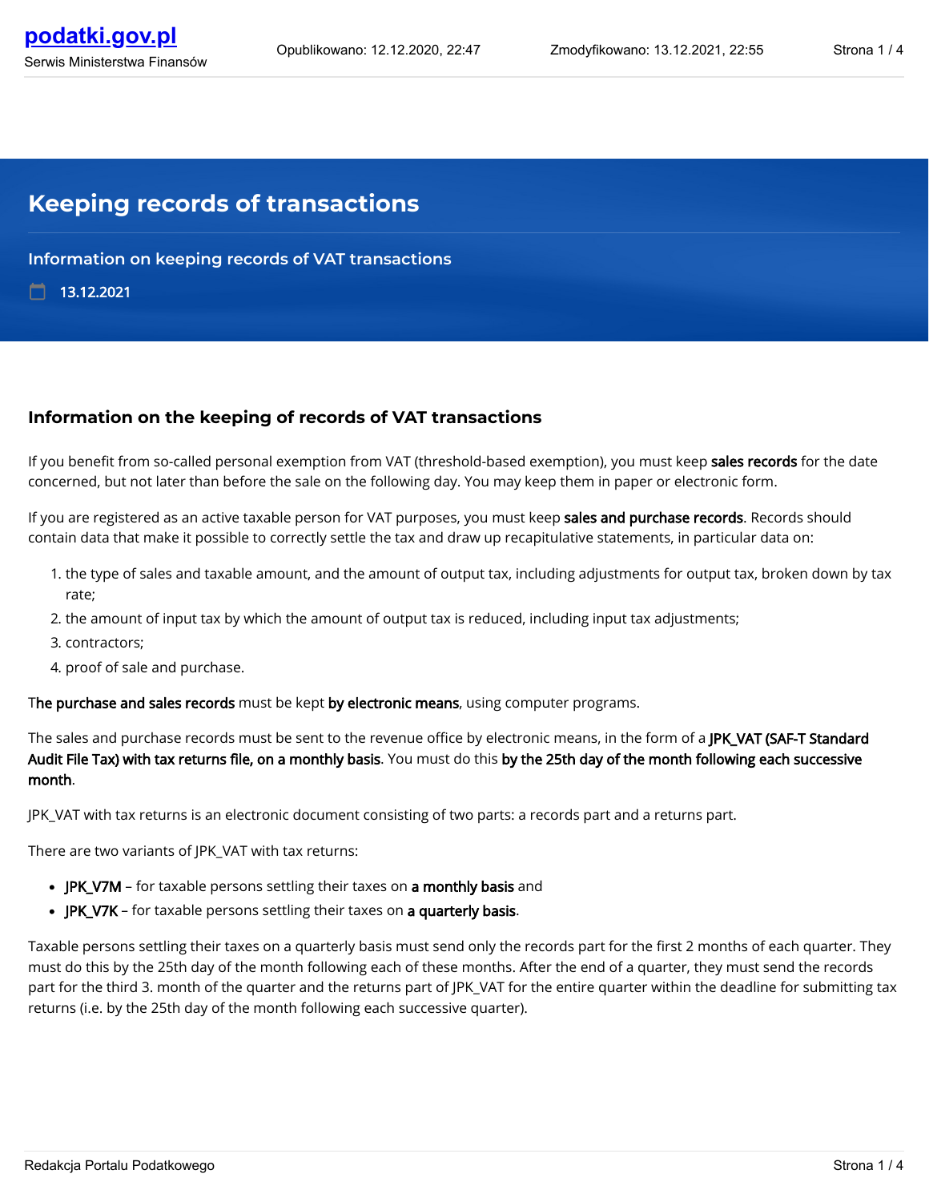# Keeping records of transactions

## Information on keeping records of VAT transactions

13.12.2021

### Information on the keeping of records of VAT transactions

If you benefit from so-called personal exemption from VAT (threshold-based exemption), you must keep **sales records** for the date concerned, but not later than before the sale on the following day. You may keep them in paper or electronic form.

If you are registered as an active taxable person for VAT purposes, you must keep **sales and purchase records**. Records should contain data that make it possible to correctly settle the tax and draw up recapitulative statements, in particular data on:

1. the type of sales and taxable amount, and the amount of output tax, including adjustments for output tax, broken down by tax rate;
2. the amount of input tax by which the amount of output tax is reduced, including input tax adjustments;
3. contractors;
4. proof of sale and purchase.

T**he purchase and sales records** must be kept **by electronic means**, using computer programs.

The sales and purchase records must be sent to the revenue office by electronic means, in the form of a **JPK_VAT (SAF-T Standard Audit File Tax) with tax returns file, on a monthly basis**. You must do this **by the 25th day of the month following each successive month**.

JPK_VAT with tax returns is an electronic document consisting of two parts: a records part and a returns part.

There are two variants of JPK_VAT with tax returns:

- **JPK_V7M** – for taxable persons settling their taxes on **a monthly basis** and
- **JPK_V7K** – for taxable persons settling their taxes on **a quarterly basis**.

Taxable persons settling their taxes on a quarterly basis must send only the records part for the first 2 months of each quarter. They must do this by the 25th day of the month following each of these months. After the end of a quarter, they must send the records part for the third 3. month of the quarter and the returns part of JPK_VAT for the entire quarter within the deadline for submitting tax returns (i.e. by the 25th day of the month following each successive quarter).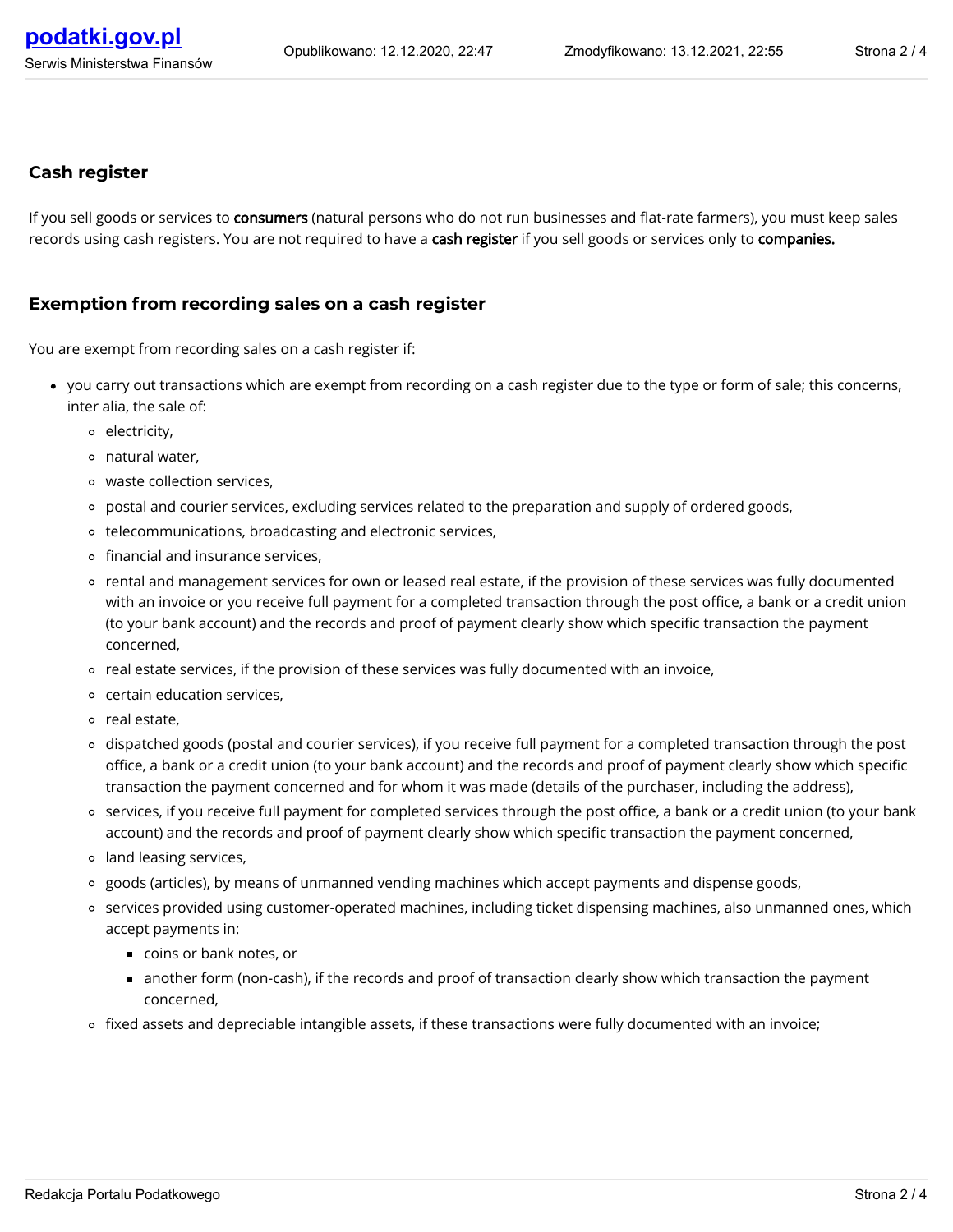## Cash register

If you sell goods or services to **consumers** (natural persons who do not run businesses and flat-rate farmers), you must keep sales records using cash registers. You are not required to have a **cash register** if you sell goods or services only to **companies.**

## Exemption from recording sales on a cash register

You are exempt from recording sales on a cash register if:

- you carry out transactions which are exempt from recording on a cash register due to the type or form of sale; this concerns, inter alia, the sale of:
  - electricity,
  - natural water,
  - waste collection services,
  - postal and courier services, excluding services related to the preparation and supply of ordered goods,
  - telecommunications, broadcasting and electronic services,
  - financial and insurance services,
  - rental and management services for own or leased real estate, if the provision of these services was fully documented with an invoice or you receive full payment for a completed transaction through the post office, a bank or a credit union (to your bank account) and the records and proof of payment clearly show which specific transaction the payment concerned,
  - real estate services, if the provision of these services was fully documented with an invoice,
  - certain education services,
  - real estate,
  - dispatched goods (postal and courier services), if you receive full payment for a completed transaction through the post office, a bank or a credit union (to your bank account) and the records and proof of payment clearly show which specific transaction the payment concerned and for whom it was made (details of the purchaser, including the address),
  - services, if you receive full payment for completed services through the post office, a bank or a credit union (to your bank account) and the records and proof of payment clearly show which specific transaction the payment concerned,
  - land leasing services,
  - goods (articles), by means of unmanned vending machines which accept payments and dispense goods,
  - services provided using customer-operated machines, including ticket dispensing machines, also unmanned ones, which accept payments in:
    - coins or bank notes, or
    - another form (non-cash), if the records and proof of transaction clearly show which transaction the payment concerned,
  - fixed assets and depreciable intangible assets, if these transactions were fully documented with an invoice;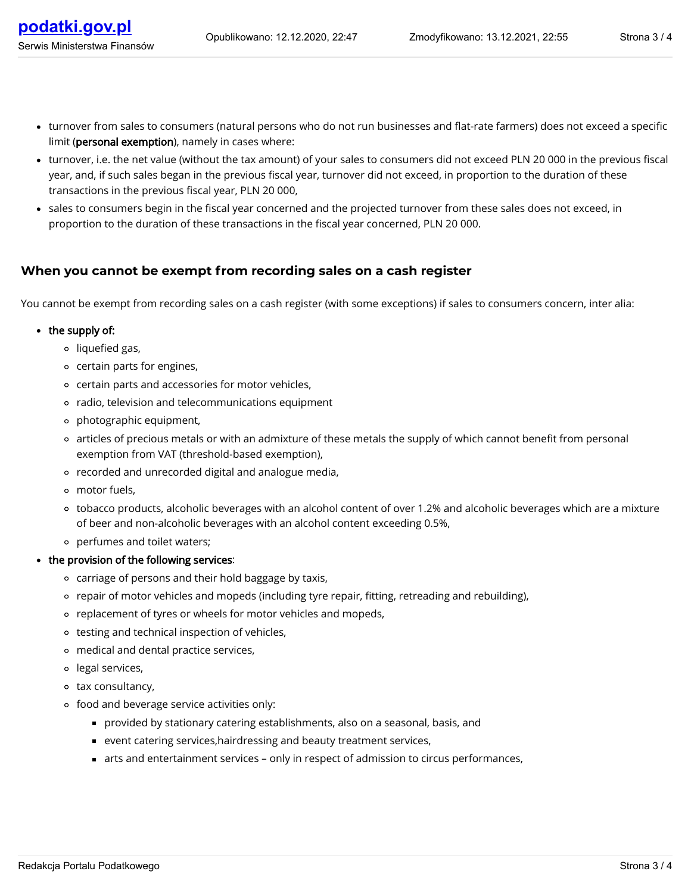- turnover from sales to consumers (natural persons who do not run businesses and flat-rate farmers) does not exceed a specific limit (**personal exemption**), namely in cases where:
- turnover, i.e. the net value (without the tax amount) of your sales to consumers did not exceed PLN 20 000 in the previous fiscal year, and, if such sales began in the previous fiscal year, turnover did not exceed, in proportion to the duration of these transactions in the previous fiscal year, PLN 20 000,
- sales to consumers begin in the fiscal year concerned and the projected turnover from these sales does not exceed, in proportion to the duration of these transactions in the fiscal year concerned, PLN 20 000.

### When you cannot be exempt from recording sales on a cash register

You cannot be exempt from recording sales on a cash register (with some exceptions) if sales to consumers concern, inter alia:

- **the supply of:**
  - liquefied gas,
  - certain parts for engines,
  - certain parts and accessories for motor vehicles,
  - radio, television and telecommunications equipment
  - photographic equipment,
  - articles of precious metals or with an admixture of these metals the supply of which cannot benefit from personal exemption from VAT (threshold-based exemption),
  - recorded and unrecorded digital and analogue media,
  - motor fuels,
  - tobacco products, alcoholic beverages with an alcohol content of over 1.2% and alcoholic beverages which are a mixture of beer and non-alcoholic beverages with an alcohol content exceeding 0.5%,
  - perfumes and toilet waters;
- **the provision of the following services**:
  - carriage of persons and their hold baggage by taxis,
  - repair of motor vehicles and mopeds (including tyre repair, fitting, retreading and rebuilding),
  - replacement of tyres or wheels for motor vehicles and mopeds,
  - testing and technical inspection of vehicles,
  - medical and dental practice services,
  - legal services,
  - tax consultancy,
  - food and beverage service activities only:
    - provided by stationary catering establishments, also on a seasonal, basis, and
    - event catering services,hairdressing and beauty treatment services,
    - arts and entertainment services – only in respect of admission to circus performances,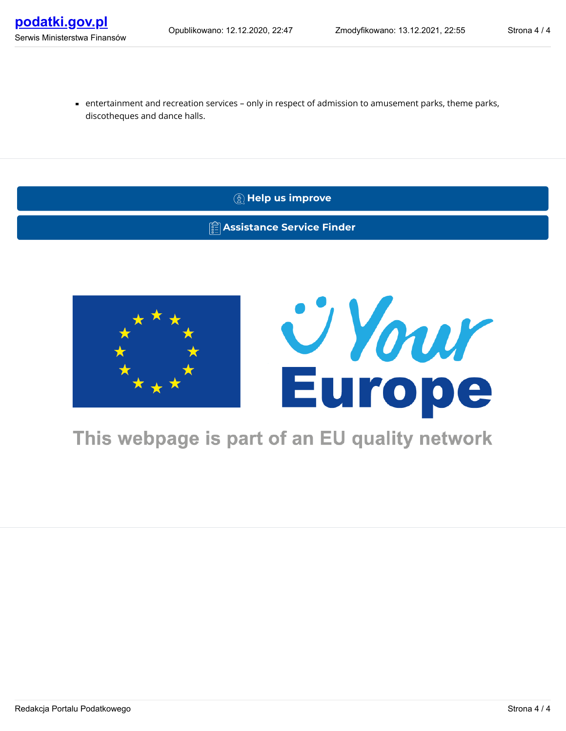- entertainment and recreation services – only in respect of admission to amusement parks, theme parks, discotheques and dance halls.

Help us improve

Assistance Service Finder

This webpage is part of an EU quality network